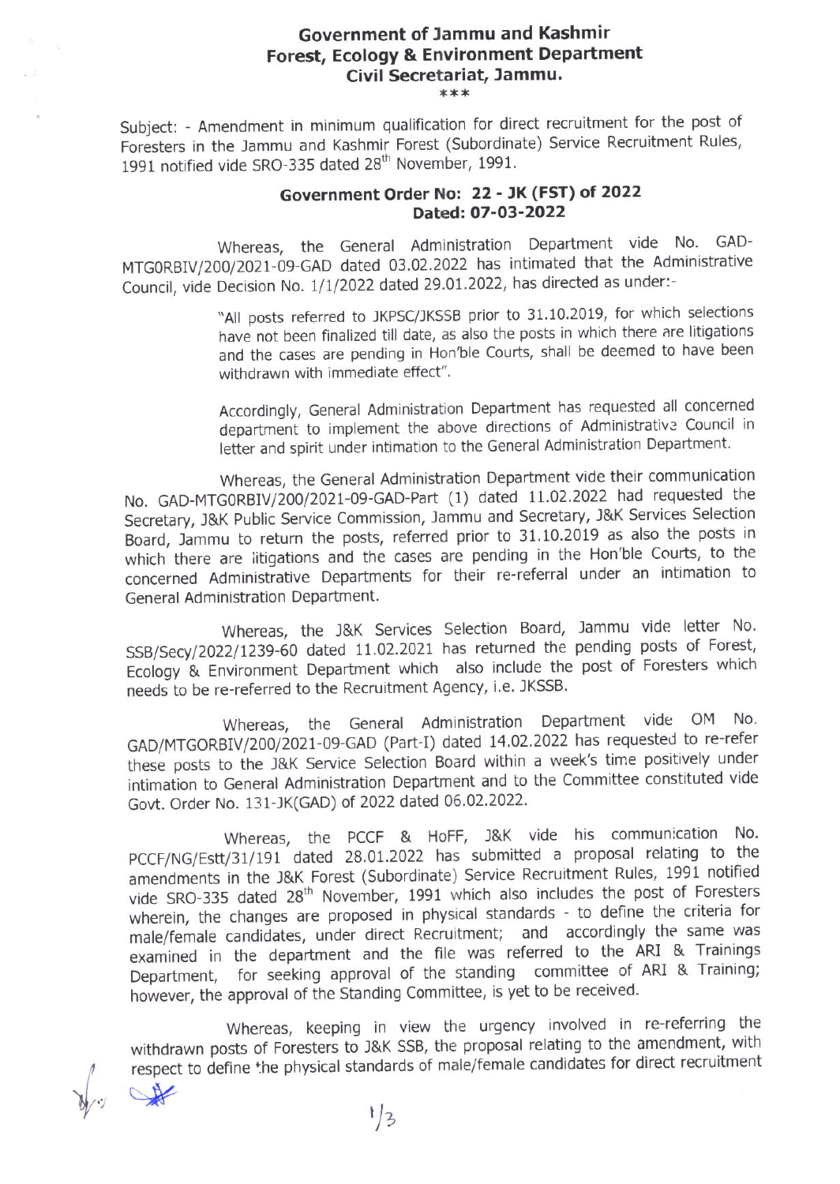# Government of Jammu and Kashmir
## Forest, Ecology & Environment Department
### Civil Secretariat, Jammu.

\*\*\*

Subject: - Amendment in minimum qualification for direct recruitment for the post of Foresters in the Jammu and Kashmir Forest (Subordinate) Service Recruitment Rules, 1991 notified vide SRO-335 dated 28th November, 1991.

**Government Order No: 22 - JK (FST) of 2022**
**Dated: 07-03-2022**

Whereas, the General Administration Department vide No. GAD-MTG0RBIV/200/2021-09-GAD dated 03.02.2022 has intimated that the Administrative Council, vide Decision No. 1/1/2022 dated 29.01.2022, has directed as under:-

> "All posts referred to JKPSC/JKSSB prior to 31.10.2019, for which selections have not been finalized till date, as also the posts in which there are litigations and the cases are pending in Hon'ble Courts, shall be deemed to have been withdrawn with immediate effect".
>
> Accordingly, General Administration Department has requested all concerned department to implement the above directions of Administrative Council in letter and spirit under intimation to the General Administration Department.

Whereas, the General Administration Department vide their communication No. GAD-MTG0RBIV/200/2021-09-GAD-Part (1) dated 11.02.2022 had requested the Secretary, J&K Public Service Commission, Jammu and Secretary, J&K Services Selection Board, Jammu to return the posts, referred prior to 31.10.2019 as also the posts in which there are litigations and the cases are pending in the Hon'ble Courts, to the concerned Administrative Departments for their re-referral under an intimation to General Administration Department.

Whereas, the J&K Services Selection Board, Jammu vide letter No. SSB/Secy/2022/1239-60 dated 11.02.2021 has returned the pending posts of Forest, Ecology & Environment Department which also include the post of Foresters which needs to be re-referred to the Recruitment Agency, i.e. JKSSB.

Whereas, the General Administration Department vide OM No. GAD/MTGORBIV/200/2021-09-GAD (Part-I) dated 14.02.2022 has requested to re-refer these posts to the J&K Service Selection Board within a week's time positively under intimation to General Administration Department and to the Committee constituted vide Govt. Order No. 131-JK(GAD) of 2022 dated 06.02.2022.

Whereas, the PCCF & HoFF, J&K vide his communication No. PCCF/NG/Estt/31/191 dated 28.01.2022 has submitted a proposal relating to the amendments in the J&K Forest (Subordinate) Service Recruitment Rules, 1991 notified vide SRO-335 dated 28th November, 1991 which also includes the post of Foresters wherein, the changes are proposed in physical standards - to define the criteria for male/female candidates, under direct Recruitment; and accordingly the same was examined in the department and the file was referred to the ARI & Trainings Department, for seeking approval of the standing committee of ARI & Training; however, the approval of the Standing Committee, is yet to be received.

Whereas, keeping in view the urgency involved in re-referring the withdrawn posts of Foresters to J&K SSB, the proposal relating to the amendment, with respect to define the physical standards of male/female candidates for direct recruitment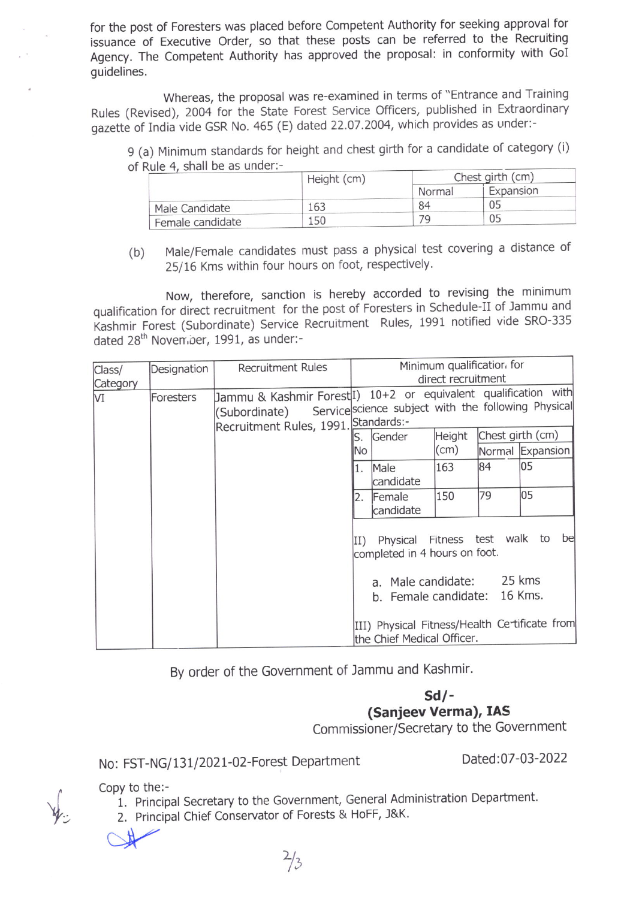for the post of Foresters was placed before Competent Authority for seeking approval for issuance of Executive Order, so that these posts can be referred to the Recruiting Agency. The Competent Authority has approved the proposal: in conformity with GoI guidelines.

Whereas, the proposal was re-examined in terms of "Entrance and Training Rules (Revised), 2004 for the State Forest Service Officers, published in Extraordinary gazette of India vide GSR No. 465 (E) dated 22.07.2004, which provides as under:-

9 (a) Minimum standards for height and chest girth for a candidate of category (i) of Rule 4, shall be as under:-

| | Height (cm) | Chest girth (cm) | |
|---|---|---|---|
| | | Normal | Expansion |
| Male Candidate | 163 | 84 | 05 |
| Female candidate | 150 | 79 | 05 |

(b) Male/Female candidates must pass a physical test covering a distance of 25/16 Kms within four hours on foot, respectively.

Now, therefore, sanction is hereby accorded to revising the minimum qualification for direct recruitment for the post of Foresters in Schedule-II of Jammu and Kashmir Forest (Subordinate) Service Recruitment Rules, 1991 notified vide SRO-335 dated 28th November, 1991, as under:-

| Class/ Category | Designation | Recruitment Rules | Minimum qualification for direct recruitment |
|---|---|---|---|
| VI | Foresters | Jammu & Kashmir Forest (Subordinate) Service Recruitment Rules, 1991. | I) 10+2 or equivalent qualification with science subject with the following Physical Standards:- |

| S. No | Gender | Height (cm) | Chest girth (cm) | |
|---|---|---|---|---|
| | | | Normal | Expansion |
| 1. | Male candidate | 163 | 84 | 05 |
| 2. | Female candidate | 150 | 79 | 05 |

II) Physical Fitness test walk to be completed in 4 hours on foot.

a. Male candidate: 25 kms
b. Female candidate: 16 Kms.

III) Physical Fitness/Health Certificate from the Chief Medical Officer.

By order of the Government of Jammu and Kashmir.

**Sd/-**
**(Sanjeev Verma), IAS**
Commissioner/Secretary to the Government

No: FST-NG/131/2021-02-Forest Department Dated:07-03-2022

Copy to the:-
1. Principal Secretary to the Government, General Administration Department.
2. Principal Chief Conservator of Forests & HoFF, J&K.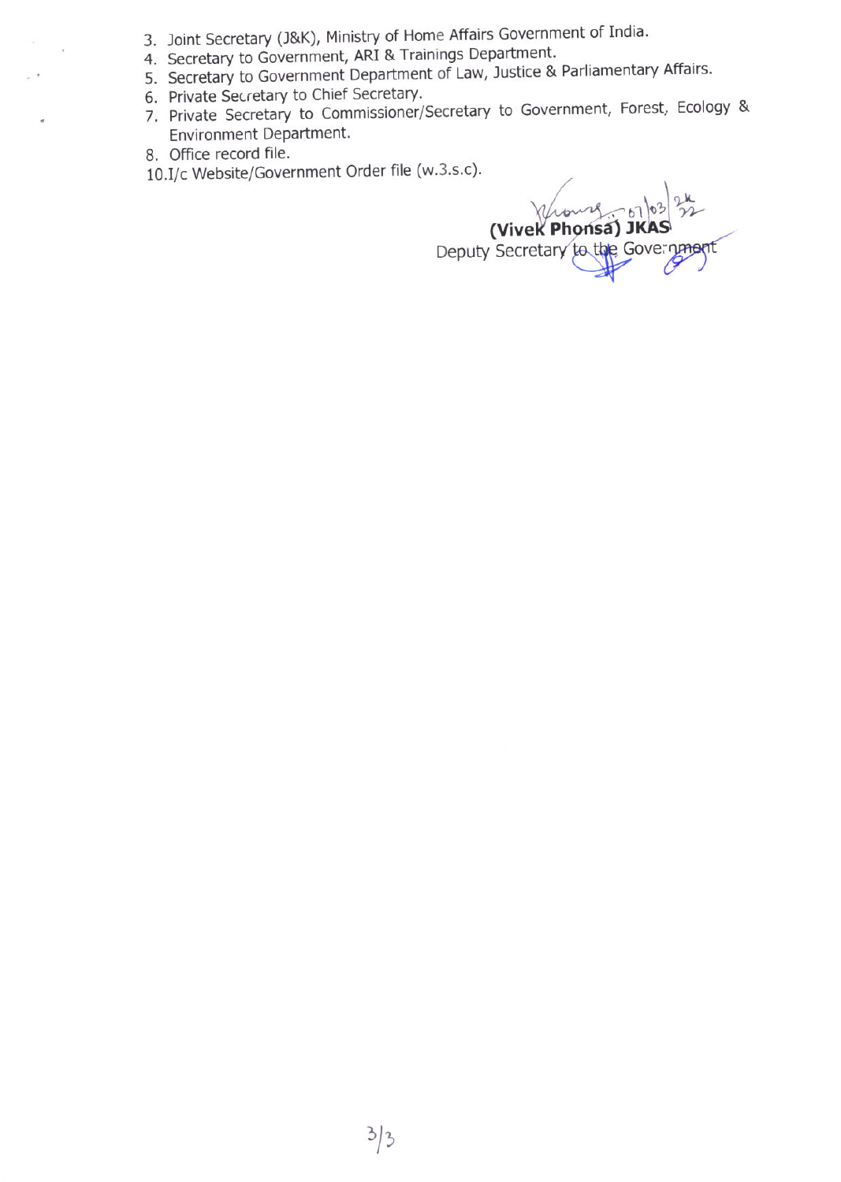3. Joint Secretary (J&K), Ministry of Home Affairs Government of India.
4. Secretary to Government, ARI & Trainings Department.
5. Secretary to Government Department of Law, Justice & Parliamentary Affairs.
6. Private Secretary to Chief Secretary.
7. Private Secretary to Commissioner/Secretary to Government, Forest, Ecology & Environment Department.
8. Office record file.

10.I/c Website/Government Order file (w.3.s.c).

07/03/2k22

**(Vivek Phonsa) JKAS**
Deputy Secretary to the Government